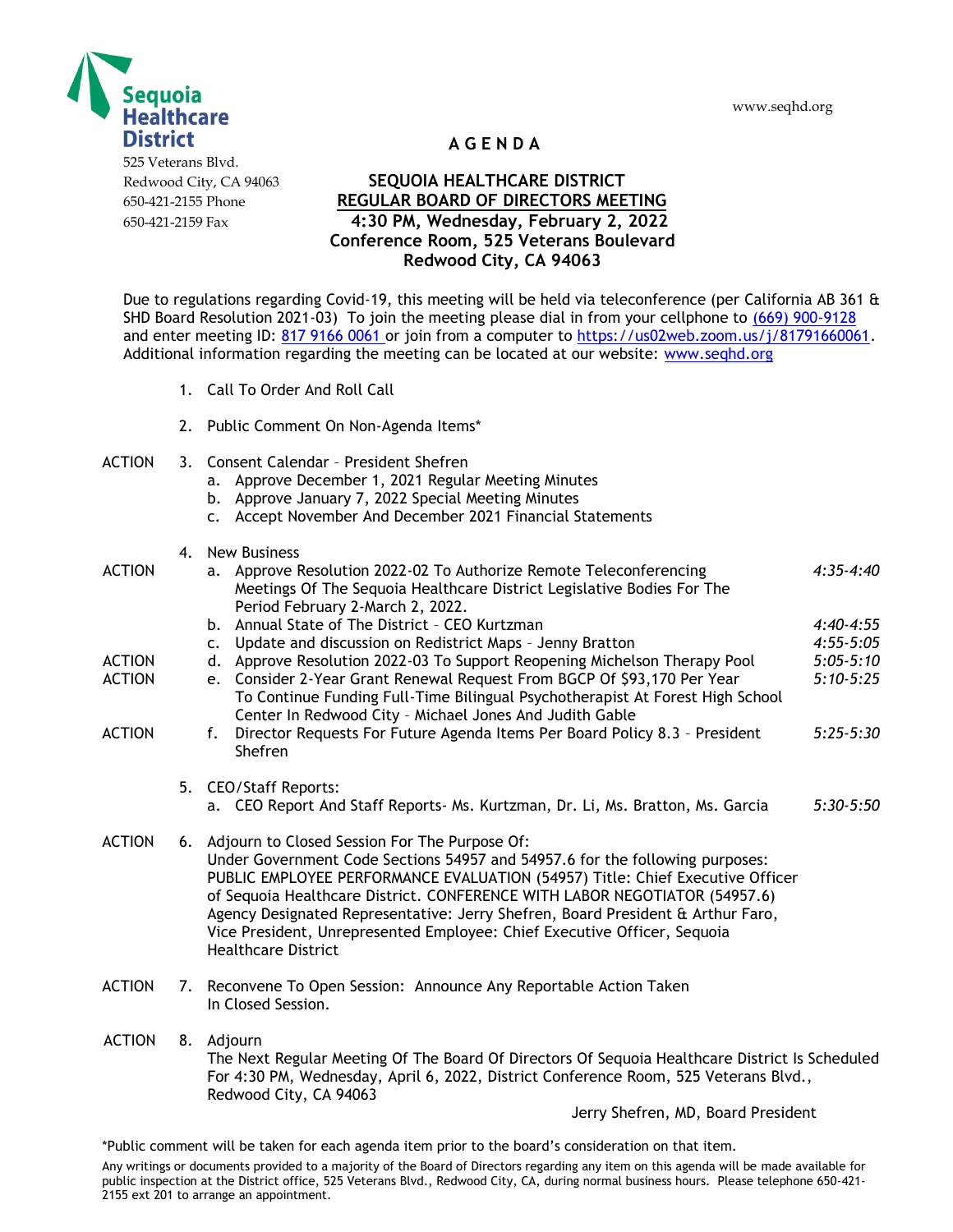**Sequoia Healthcare District**

525 Veterans Blvd.
Redwood City, CA 94063
650-421-2155 Phone
650-421-2159 Fax

www.seqhd.org

# AGENDA

## SEQUOIA HEALTHCARE DISTRICT
## REGULAR BOARD OF DIRECTORS MEETING
**4:30 PM, Wednesday, February 2, 2022**
**Conference Room, 525 Veterans Boulevard**
**Redwood City, CA 94063**

Due to regulations regarding Covid-19, this meeting will be held via teleconference (per California AB 361 & SHD Board Resolution 2021-03) To join the meeting please dial in from your cellphone to (669) 900-9128 and enter meeting ID: 817 9166 0061 or join from a computer to https://us02web.zoom.us/j/81791660061. Additional information regarding the meeting can be located at our website: www.seqhd.org

| | | | |
|---|---|---|---|
| | 1. | Call To Order And Roll Call | |
| | 2. | Public Comment On Non-Agenda Items* | |
| ACTION | 3. | Consent Calendar – President Shefren<br>a. Approve December 1, 2021 Regular Meeting Minutes<br>b. Approve January 7, 2022 Special Meeting Minutes<br>c. Accept November And December 2021 Financial Statements | |
| | 4. | New Business | |
| ACTION | | a. Approve Resolution 2022-02 To Authorize Remote Teleconferencing Meetings Of The Sequoia Healthcare District Legislative Bodies For The Period February 2-March 2, 2022. | *4:35-4:40* |
| | | b. Annual State of The District – CEO Kurtzman | *4:40-4:55* |
| | | c. Update and discussion on Redistrict Maps – Jenny Bratton | *4:55-5:05* |
| ACTION | | d. Approve Resolution 2022-03 To Support Reopening Michelson Therapy Pool | *5:05-5:10* |
| ACTION | | e. Consider 2-Year Grant Renewal Request From BGCP Of $93,170 Per Year To Continue Funding Full-Time Bilingual Psychotherapist At Forest High School Center In Redwood City – Michael Jones And Judith Gable | *5:10-5:25* |
| ACTION | | f. Director Requests For Future Agenda Items Per Board Policy 8.3 – President Shefren | *5:25-5:30* |
| | 5. | CEO/Staff Reports:<br>a. CEO Report And Staff Reports- Ms. Kurtzman, Dr. Li, Ms. Bratton, Ms. Garcia | *5:30-5:50* |
| ACTION | 6. | Adjourn to Closed Session For The Purpose Of:<br>Under Government Code Sections 54957 and 54957.6 for the following purposes: PUBLIC EMPLOYEE PERFORMANCE EVALUATION (54957) Title: Chief Executive Officer of Sequoia Healthcare District. CONFERENCE WITH LABOR NEGOTIATOR (54957.6) Agency Designated Representative: Jerry Shefren, Board President & Arthur Faro, Vice President, Unrepresented Employee: Chief Executive Officer, Sequoia Healthcare District | |
| ACTION | 7. | Reconvene To Open Session: Announce Any Reportable Action Taken In Closed Session. | |
| ACTION | 8. | Adjourn<br>The Next Regular Meeting Of The Board Of Directors Of Sequoia Healthcare District Is Scheduled For 4:30 PM, Wednesday, April 6, 2022, District Conference Room, 525 Veterans Blvd., Redwood City, CA 94063 | |

Jerry Shefren, MD, Board President

*Public comment will be taken for each agenda item prior to the board's consideration on that item.

Any writings or documents provided to a majority of the Board of Directors regarding any item on this agenda will be made available for public inspection at the District office, 525 Veterans Blvd., Redwood City, CA, during normal business hours. Please telephone 650-421-2155 ext 201 to arrange an appointment.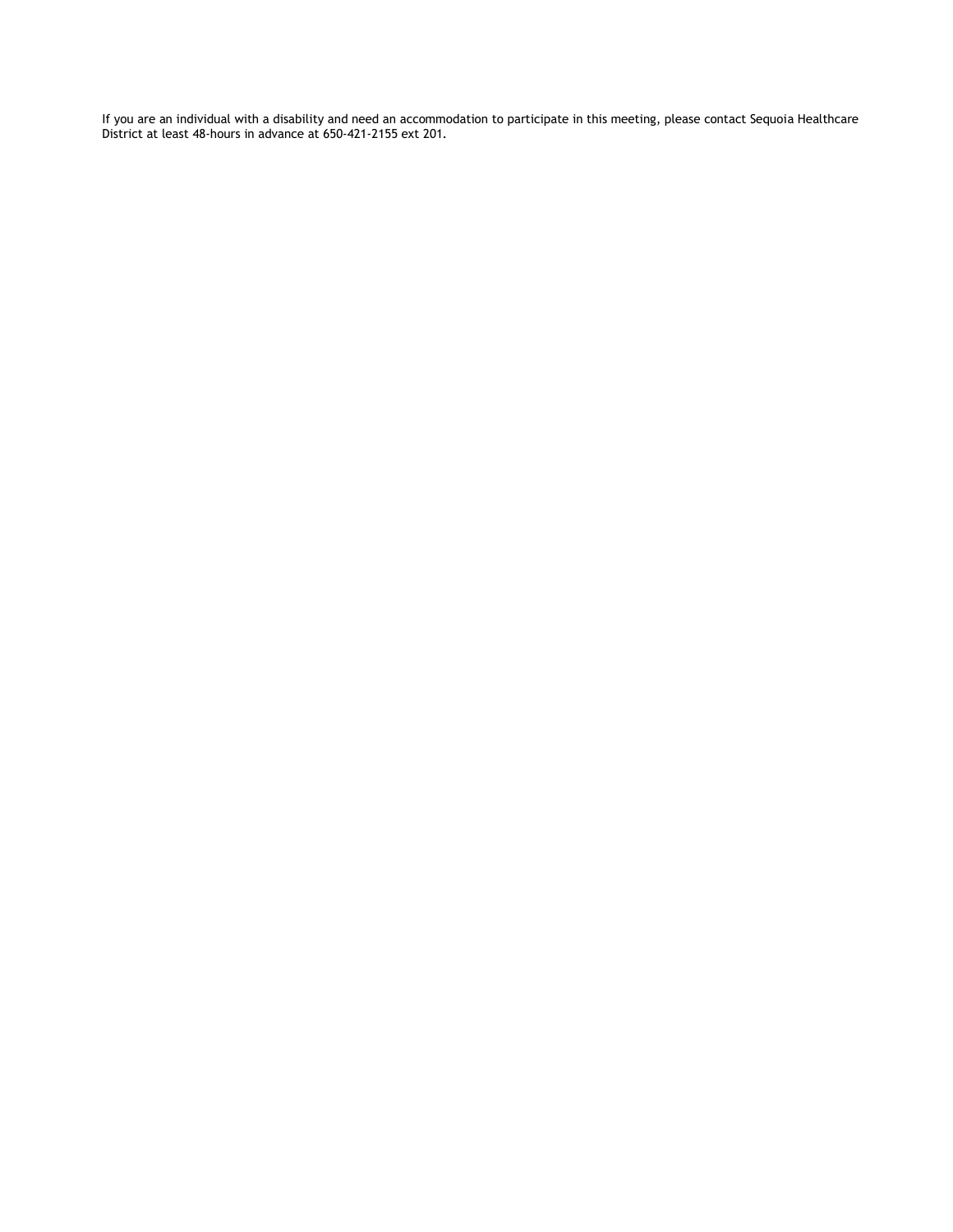If you are an individual with a disability and need an accommodation to participate in this meeting, please contact Sequoia Healthcare District at least 48-hours in advance at 650-421-2155 ext 201.